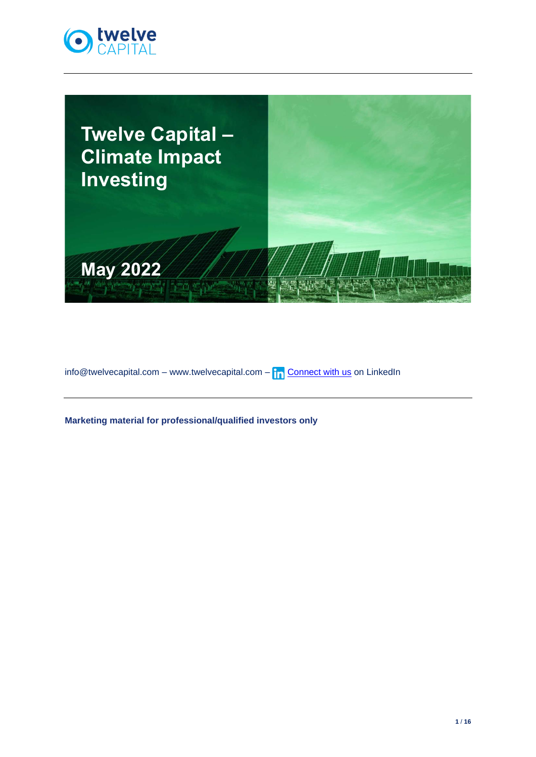# Twelve Capital – Climate Impact Investing

May 2022

info@twelvecapital.com – www.twelvecapital.com – Connect with us on LinkedIn

**Marketing material for professional/qualified investors only**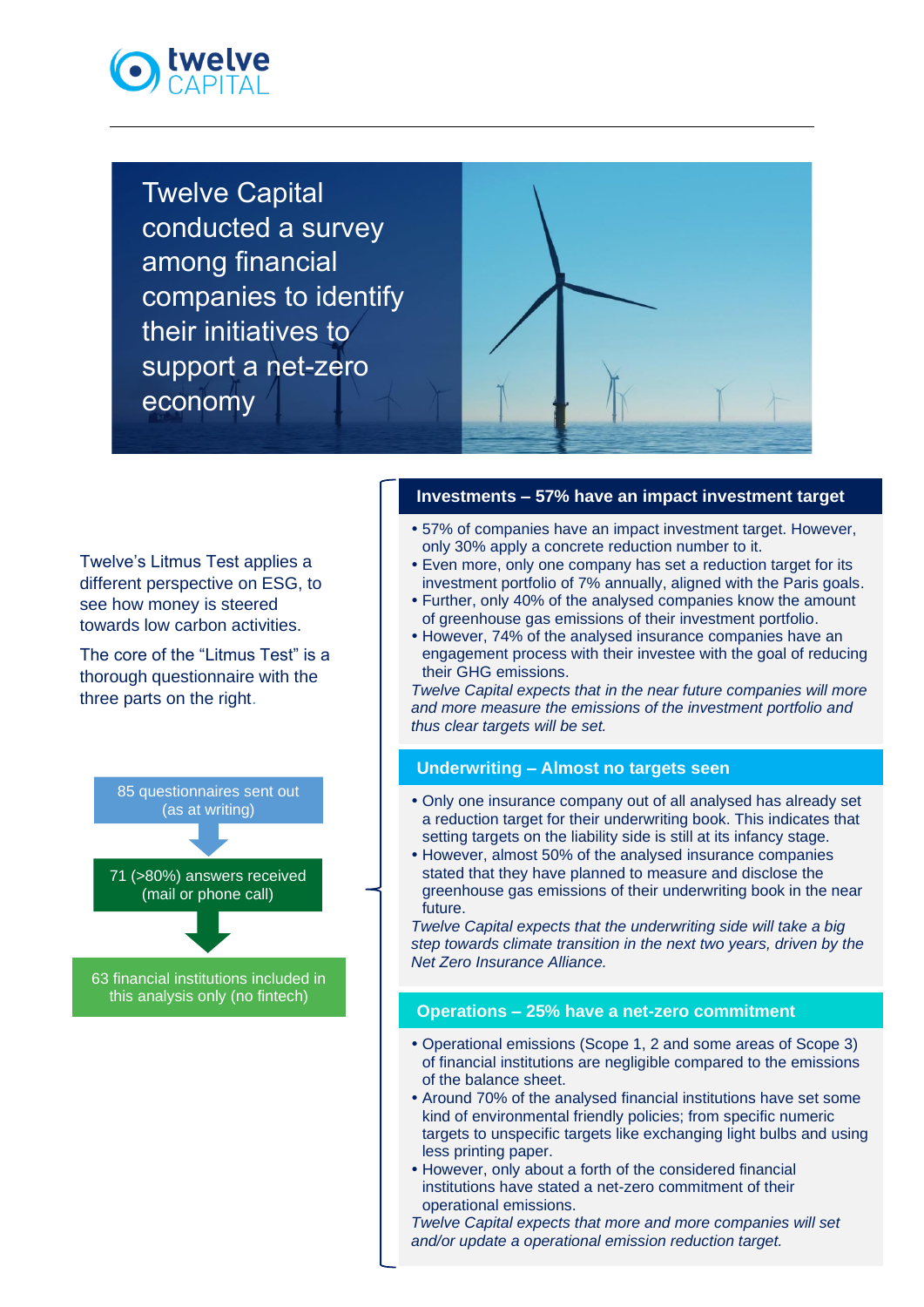# Twelve Capital conducted a survey among financial companies to identify their initiatives to support a net-zero economy

Twelve's Litmus Test applies a different perspective on ESG, to see how money is steered towards low carbon activities.

The core of the "Litmus Test" is a thorough questionnaire with the three parts on the right.

85 questionnaires sent out (as at writing)

71 (>80%) answers received (mail or phone call)

63 financial institutions included in this analysis only (no fintech)

## Investments – 57% have an impact investment target

- 57% of companies have an impact investment target. However, only 30% apply a concrete reduction number to it.
- Even more, only one company has set a reduction target for its investment portfolio of 7% annually, aligned with the Paris goals.
- Further, only 40% of the analysed companies know the amount of greenhouse gas emissions of their investment portfolio.
- However, 74% of the analysed insurance companies have an engagement process with their investee with the goal of reducing their GHG emissions.

*Twelve Capital expects that in the near future companies will more and more measure the emissions of the investment portfolio and thus clear targets will be set.*

## Underwriting – Almost no targets seen

- Only one insurance company out of all analysed has already set a reduction target for their underwriting book. This indicates that setting targets on the liability side is still at its infancy stage.
- However, almost 50% of the analysed insurance companies stated that they have planned to measure and disclose the greenhouse gas emissions of their underwriting book in the near future.

*Twelve Capital expects that the underwriting side will take a big step towards climate transition in the next two years, driven by the Net Zero Insurance Alliance.*

## Operations – 25% have a net-zero commitment

- Operational emissions (Scope 1, 2 and some areas of Scope 3) of financial institutions are negligible compared to the emissions of the balance sheet.
- Around 70% of the analysed financial institutions have set some kind of environmental friendly policies; from specific numeric targets to unspecific targets like exchanging light bulbs and using less printing paper.
- However, only about a forth of the considered financial institutions have stated a net-zero commitment of their operational emissions.

*Twelve Capital expects that more and more companies will set and/or update a operational emission reduction target.*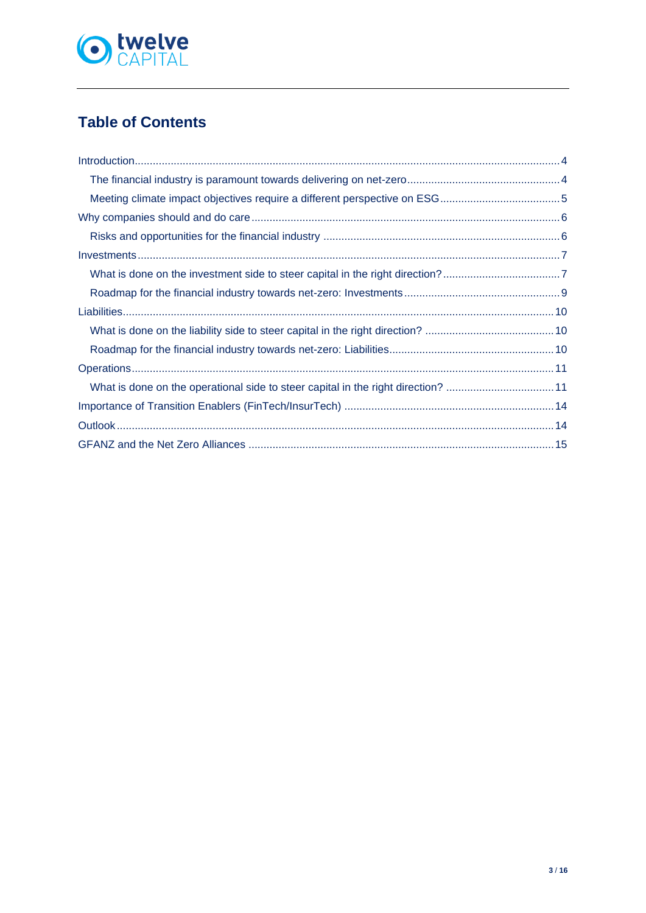## Table of Contents

- Introduction .... 4
  - The financial industry is paramount towards delivering on net-zero .... 4
  - Meeting climate impact objectives require a different perspective on ESG .... 5
- Why companies should and do care .... 6
  - Risks and opportunities for the financial industry .... 6
- Investments .... 7
  - What is done on the investment side to steer capital in the right direction? .... 7
  - Roadmap for the financial industry towards net-zero: Investments .... 9
- Liabilities .... 10
  - What is done on the liability side to steer capital in the right direction? .... 10
  - Roadmap for the financial industry towards net-zero: Liabilities .... 10
- Operations .... 11
  - What is done on the operational side to steer capital in the right direction? .... 11
- Importance of Transition Enablers (FinTech/InsurTech) .... 14
- Outlook .... 14
- GFANZ and the Net Zero Alliances .... 15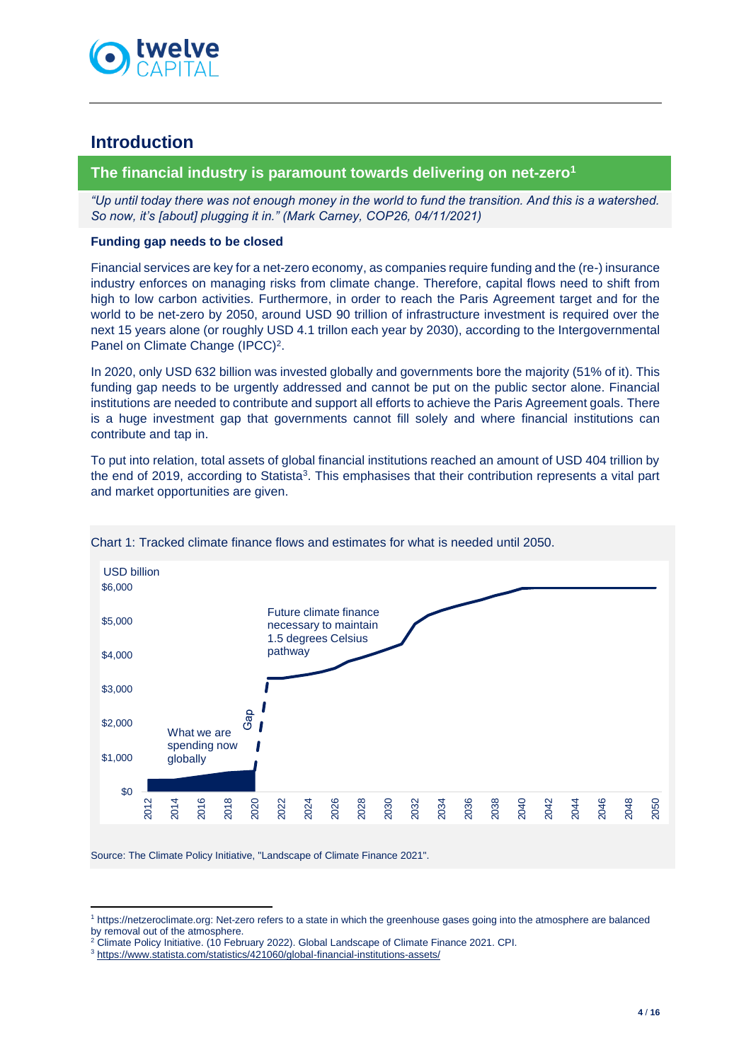## Introduction

### The financial industry is paramount towards delivering on net-zero[1]

*"Up until today there was not enough money in the world to fund the transition. And this is a watershed. So now, it's [about] plugging it in." (Mark Carney, COP26, 04/11/2021)*

**Funding gap needs to be closed**

Financial services are key for a net-zero economy, as companies require funding and the (re-) insurance industry enforces on managing risks from climate change. Therefore, capital flows need to shift from high to low carbon activities. Furthermore, in order to reach the Paris Agreement target and for the world to be net-zero by 2050, around USD 90 trillion of infrastructure investment is required over the next 15 years alone (or roughly USD 4.1 trillon each year by 2030), according to the Intergovernmental Panel on Climate Change (IPCC)[2].

In 2020, only USD 632 billion was invested globally and governments bore the majority (51% of it). This funding gap needs to be urgently addressed and cannot be put on the public sector alone. Financial institutions are needed to contribute and support all efforts to achieve the Paris Agreement goals. There is a huge investment gap that governments cannot fill solely and where financial institutions can contribute and tap in.

To put into relation, total assets of global financial institutions reached an amount of USD 404 trillion by the end of 2019, according to Statista[3]. This emphasises that their contribution represents a vital part and market opportunities are given.

Chart 1: Tracked climate finance flows and estimates for what is needed until 2050.

Source: The Climate Policy Initiative, "Landscape of Climate Finance 2021".

[1] https://netzeroclimate.org: Net-zero refers to a state in which the greenhouse gases going into the atmosphere are balanced by removal out of the atmosphere.

[2] Climate Policy Initiative. (10 February 2022). Global Landscape of Climate Finance 2021. CPI.

[3] https://www.statista.com/statistics/421060/global-financial-institutions-assets/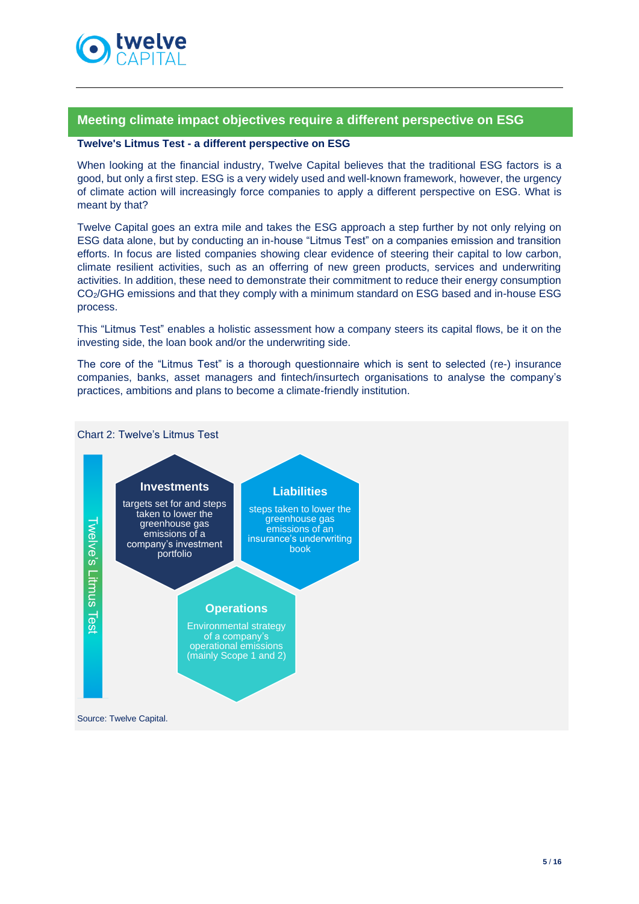## Meeting climate impact objectives require a different perspective on ESG

**Twelve's Litmus Test - a different perspective on ESG**

When looking at the financial industry, Twelve Capital believes that the traditional ESG factors is a good, but only a first step. ESG is a very widely used and well-known framework, however, the urgency of climate action will increasingly force companies to apply a different perspective on ESG. What is meant by that?

Twelve Capital goes an extra mile and takes the ESG approach a step further by not only relying on ESG data alone, but by conducting an in-house "Litmus Test" on a companies emission and transition efforts. In focus are listed companies showing clear evidence of steering their capital to low carbon, climate resilient activities, such as an offerring of new green products, services and underwriting activities. In addition, these need to demonstrate their commitment to reduce their energy consumption $CO_2$/GHG emissions and that they comply with a minimum standard on ESG based and in-house ESG process.

This "Litmus Test" enables a holistic assessment how a company steers its capital flows, be it on the investing side, the loan book and/or the underwriting side.

The core of the "Litmus Test" is a thorough questionnaire which is sent to selected (re-) insurance companies, banks, asset managers and fintech/insurtech organisations to analyse the company's practices, ambitions and plans to become a climate-friendly institution.

Chart 2: Twelve's Litmus Test

Twelve's Litmus Test

**Investments**
targets set for and steps taken to lower the greenhouse gas emissions of a company's investment portfolio

**Liabilities**
steps taken to lower the greenhouse gas emissions of an insurance's underwriting book

**Operations**
Environmental strategy of a company's operational emissions (mainly Scope 1 and 2)

Source: Twelve Capital.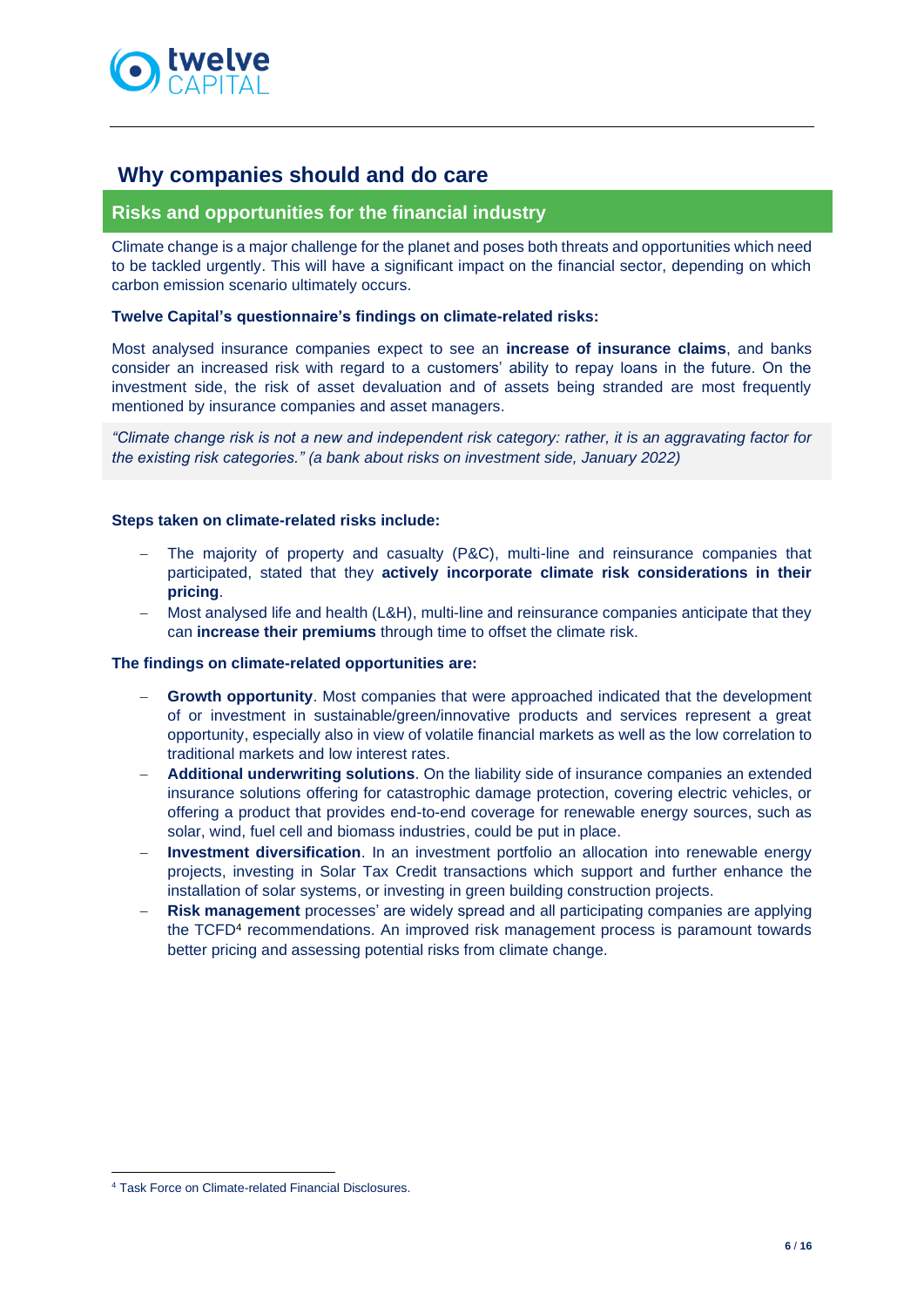## Why companies should and do care

### Risks and opportunities for the financial industry

Climate change is a major challenge for the planet and poses both threats and opportunities which need to be tackled urgently. This will have a significant impact on the financial sector, depending on which carbon emission scenario ultimately occurs.

**Twelve Capital's questionnaire's findings on climate-related risks:**

Most analysed insurance companies expect to see an **increase of insurance claims**, and banks consider an increased risk with regard to a customers' ability to repay loans in the future. On the investment side, the risk of asset devaluation and of assets being stranded are most frequently mentioned by insurance companies and asset managers.

*"Climate change risk is not a new and independent risk category: rather, it is an aggravating factor for the existing risk categories." (a bank about risks on investment side, January 2022)*

**Steps taken on climate-related risks include:**

- The majority of property and casualty (P&C), multi-line and reinsurance companies that participated, stated that they **actively incorporate climate risk considerations in their pricing**.
- Most analysed life and health (L&H), multi-line and reinsurance companies anticipate that they can **increase their premiums** through time to offset the climate risk.

**The findings on climate-related opportunities are:**

- **Growth opportunity**. Most companies that were approached indicated that the development of or investment in sustainable/green/innovative products and services represent a great opportunity, especially also in view of volatile financial markets as well as the low correlation to traditional markets and low interest rates.
- **Additional underwriting solutions**. On the liability side of insurance companies an extended insurance solutions offering for catastrophic damage protection, covering electric vehicles, or offering a product that provides end-to-end coverage for renewable energy sources, such as solar, wind, fuel cell and biomass industries, could be put in place.
- **Investment diversification**. In an investment portfolio an allocation into renewable energy projects, investing in Solar Tax Credit transactions which support and further enhance the installation of solar systems, or investing in green building construction projects.
- **Risk management** processes' are widely spread and all participating companies are applying the TCFD[4] recommendations. An improved risk management process is paramount towards better pricing and assessing potential risks from climate change.

[4] Task Force on Climate-related Financial Disclosures.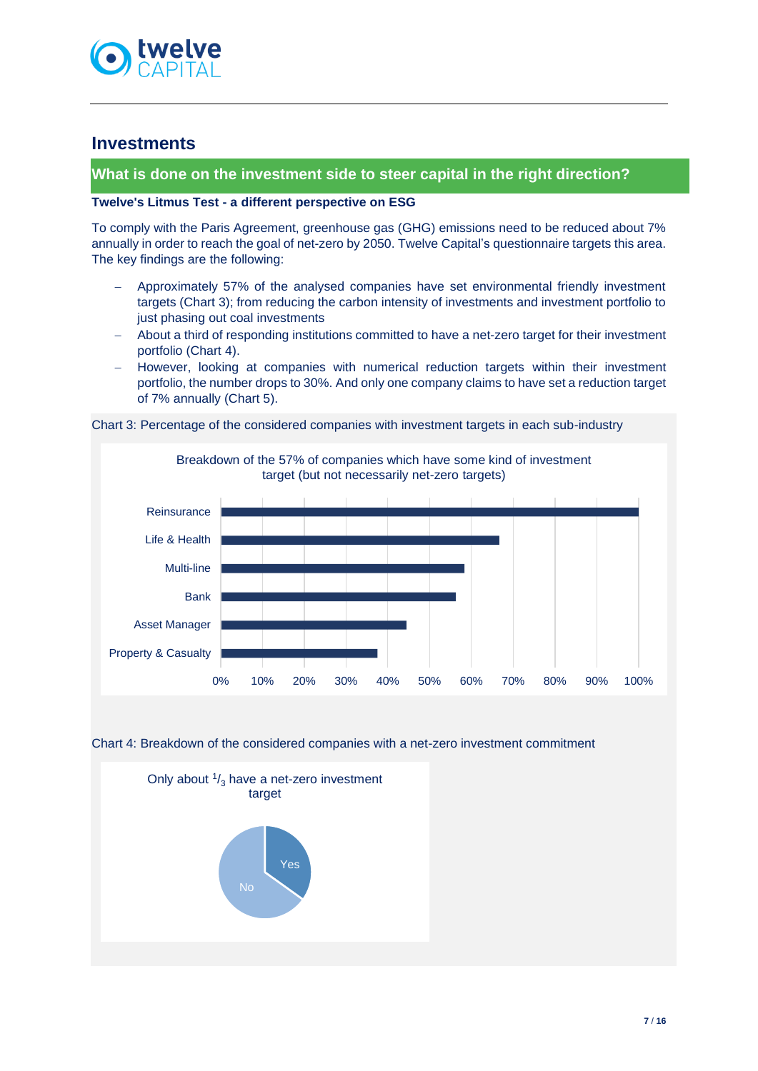## Investments

### What is done on the investment side to steer capital in the right direction?

**Twelve's Litmus Test - a different perspective on ESG**

To comply with the Paris Agreement, greenhouse gas (GHG) emissions need to be reduced about 7% annually in order to reach the goal of net-zero by 2050. Twelve Capital's questionnaire targets this area. The key findings are the following:

- Approximately 57% of the analysed companies have set environmental friendly investment targets (Chart 3); from reducing the carbon intensity of investments and investment portfolio to just phasing out coal investments
- About a third of responding institutions committed to have a net-zero target for their investment portfolio (Chart 4).
- However, looking at companies with numerical reduction targets within their investment portfolio, the number drops to 30%. And only one company claims to have set a reduction target of 7% annually (Chart 5).

Chart 3: Percentage of the considered companies with investment targets in each sub-industry

Breakdown of the 57% of companies which have some kind of investment target (but not necessarily net-zero targets)

| Sub-industry | Percentage (approx.) |
| --- | --- |
| Reinsurance | 100% |
| Life & Health | 67% |
| Multi-line | 58% |
| Bank | 56% |
| Asset Manager | 44% |
| Property & Casualty | 38% |

Chart 4: Breakdown of the considered companies with a net-zero investment commitment

Only about $^{1}/_{3}$ have a net-zero investment target

Yes / No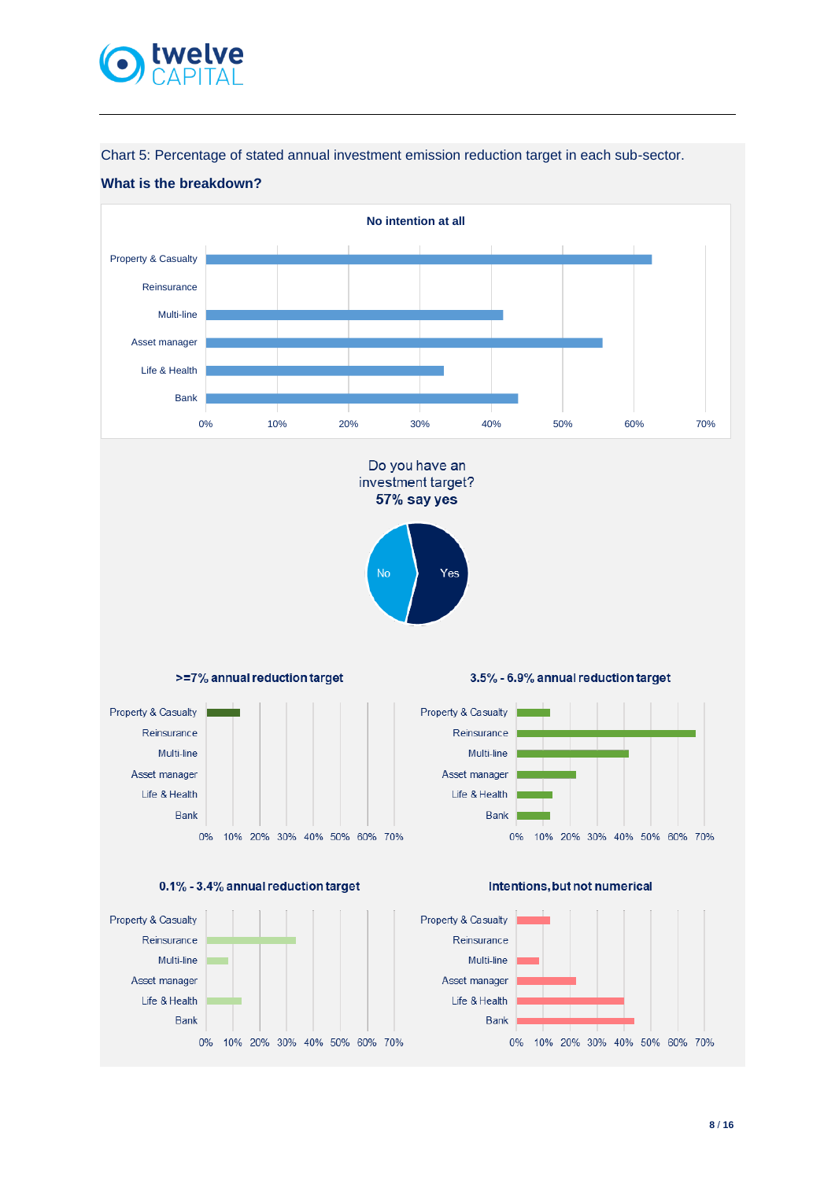Chart 5: Percentage of stated annual investment emission reduction target in each sub-sector.

**What is the breakdown?**

**No intention at all**

Property & Casualty
Reinsurance
Multi-line
Asset manager
Life & Health
Bank

0% 10% 20% 30% 40% 50% 60% 70%

Do you have an investment target?
**57% say yes**

No
Yes

**>=7% annual reduction target**

Property & Casualty
Reinsurance
Multi-line
Asset manager
Life & Health
Bank

0% 10% 20% 30% 40% 50% 60% 70%

**3.5% - 6.9% annual reduction target**

Property & Casualty
Reinsurance
Multi-line
Asset manager
Life & Health
Bank

0% 10% 20% 30% 40% 50% 60% 70%

**0.1% - 3.4% annual reduction target**

Property & Casualty
Reinsurance
Multi-line
Asset manager
Life & Health
Bank

0% 10% 20% 30% 40% 50% 60% 70%

**Intentions, but not numerical**

Property & Casualty
Reinsurance
Multi-line
Asset manager
Life & Health
Bank

0% 10% 20% 30% 40% 50% 60% 70%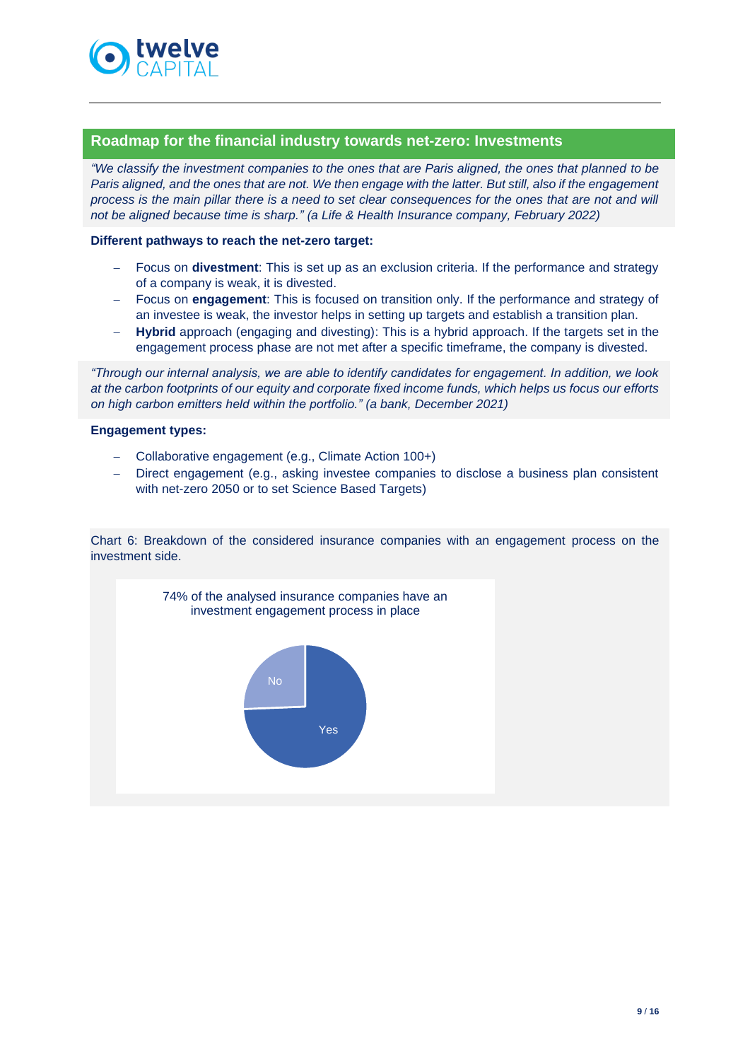## Roadmap for the financial industry towards net-zero: Investments

*"We classify the investment companies to the ones that are Paris aligned, the ones that planned to be Paris aligned, and the ones that are not. We then engage with the latter. But still, also if the engagement process is the main pillar there is a need to set clear consequences for the ones that are not and will not be aligned because time is sharp." (a Life & Health Insurance company, February 2022)*

**Different pathways to reach the net-zero target:**

- Focus on **divestment**: This is set up as an exclusion criteria. If the performance and strategy of a company is weak, it is divested.
- Focus on **engagement**: This is focused on transition only. If the performance and strategy of an investee is weak, the investor helps in setting up targets and establish a transition plan.
- **Hybrid** approach (engaging and divesting): This is a hybrid approach. If the targets set in the engagement process phase are not met after a specific timeframe, the company is divested.

*"Through our internal analysis, we are able to identify candidates for engagement. In addition, we look at the carbon footprints of our equity and corporate fixed income funds, which helps us focus our efforts on high carbon emitters held within the portfolio." (a bank, December 2021)*

**Engagement types:**

- Collaborative engagement (e.g., Climate Action 100+)
- Direct engagement (e.g., asking investee companies to disclose a business plan consistent with net-zero 2050 or to set Science Based Targets)

Chart 6: Breakdown of the considered insurance companies with an engagement process on the investment side.

74% of the analysed insurance companies have an investment engagement process in place

No

Yes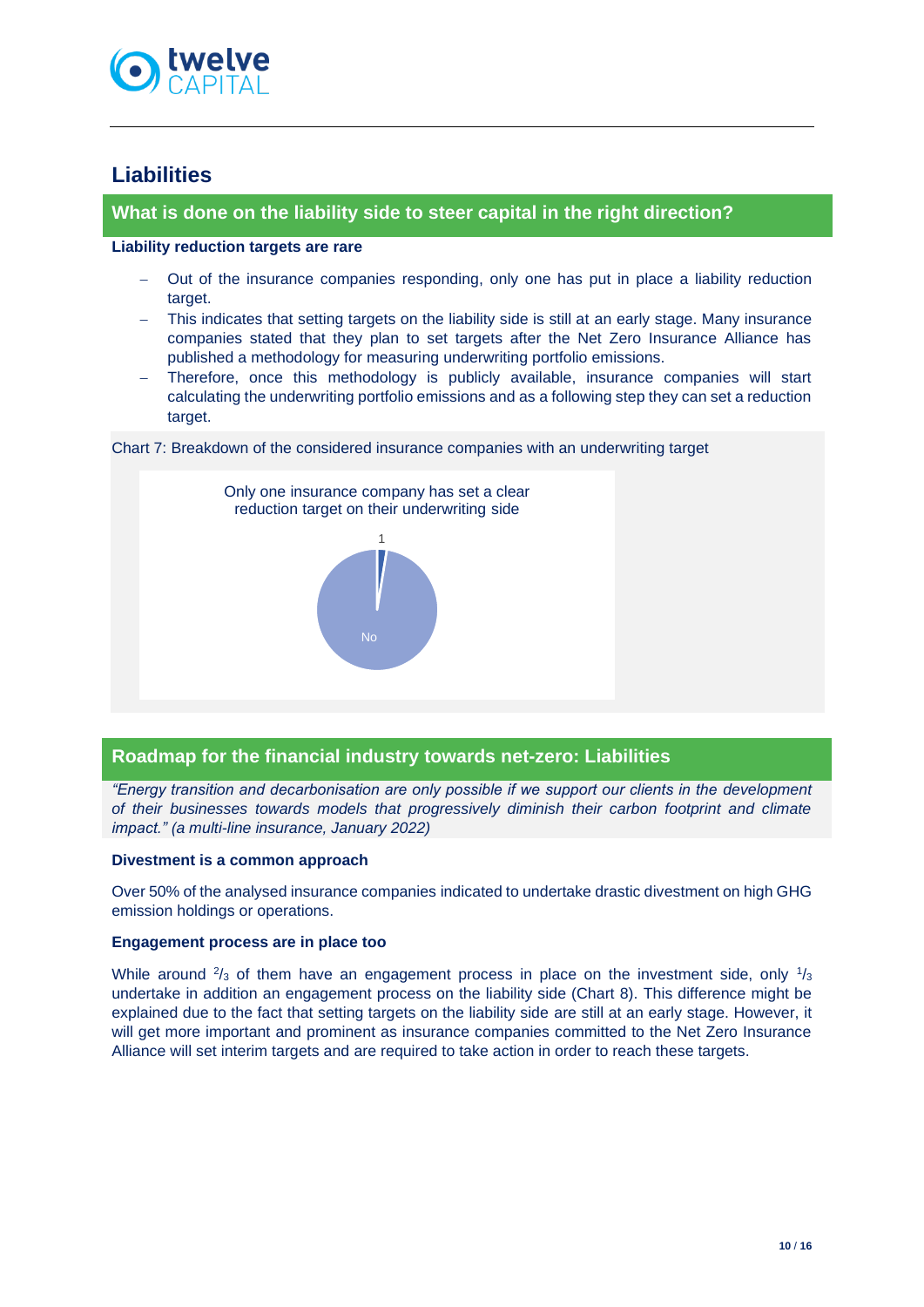# Liabilities

## What is done on the liability side to steer capital in the right direction?

**Liability reduction targets are rare**

- Out of the insurance companies responding, only one has put in place a liability reduction target.
- This indicates that setting targets on the liability side is still at an early stage. Many insurance companies stated that they plan to set targets after the Net Zero Insurance Alliance has published a methodology for measuring underwriting portfolio emissions.
- Therefore, once this methodology is publicly available, insurance companies will start calculating the underwriting portfolio emissions and as a following step they can set a reduction target.

Chart 7: Breakdown of the considered insurance companies with an underwriting target

Only one insurance company has set a clear reduction target on their underwriting side

1

No

## Roadmap for the financial industry towards net-zero: Liabilities

*"Energy transition and decarbonisation are only possible if we support our clients in the development of their businesses towards models that progressively diminish their carbon footprint and climate impact." (a multi-line insurance, January 2022)*

**Divestment is a common approach**

Over 50% of the analysed insurance companies indicated to undertake drastic divestment on high GHG emission holdings or operations.

**Engagement process are in place too**

While around $^{2}/_{3}$ of them have an engagement process in place on the investment side, only $^{1}/_{3}$ undertake in addition an engagement process on the liability side (Chart 8). This difference might be explained due to the fact that setting targets on the liability side are still at an early stage. However, it will get more important and prominent as insurance companies committed to the Net Zero Insurance Alliance will set interim targets and are required to take action in order to reach these targets.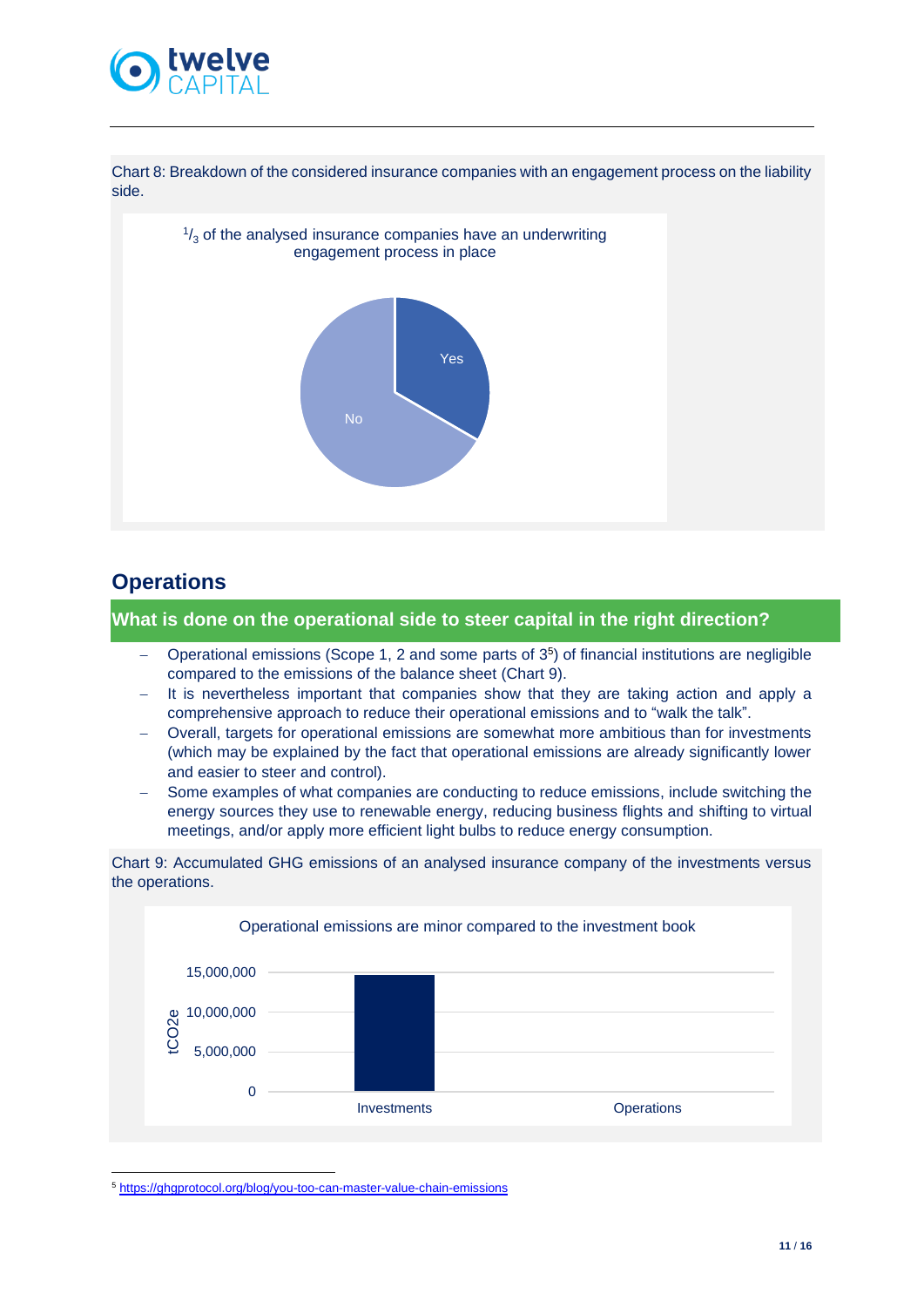Chart 8: Breakdown of the considered insurance companies with an engagement process on the liability side.

$^{1}/_{3}$ of the analysed insurance companies have an underwriting engagement process in place

Yes

No

## Operations

### What is done on the operational side to steer capital in the right direction?

- Operational emissions (Scope 1, 2 and some parts of 3[5]) of financial institutions are negligible compared to the emissions of the balance sheet (Chart 9).
- It is nevertheless important that companies show that they are taking action and apply a comprehensive approach to reduce their operational emissions and to "walk the talk".
- Overall, targets for operational emissions are somewhat more ambitious than for investments (which may be explained by the fact that operational emissions are already significantly lower and easier to steer and control).
- Some examples of what companies are conducting to reduce emissions, include switching the energy sources they use to renewable energy, reducing business flights and shifting to virtual meetings, and/or apply more efficient light bulbs to reduce energy consumption.

Chart 9: Accumulated GHG emissions of an analysed insurance company of the investments versus the operations.

Operational emissions are minor compared to the investment book

tCO2e

15,000,000

10,000,000

5,000,000

0

Investments

Operations

[5] https://ghgprotocol.org/blog/you-too-can-master-value-chain-emissions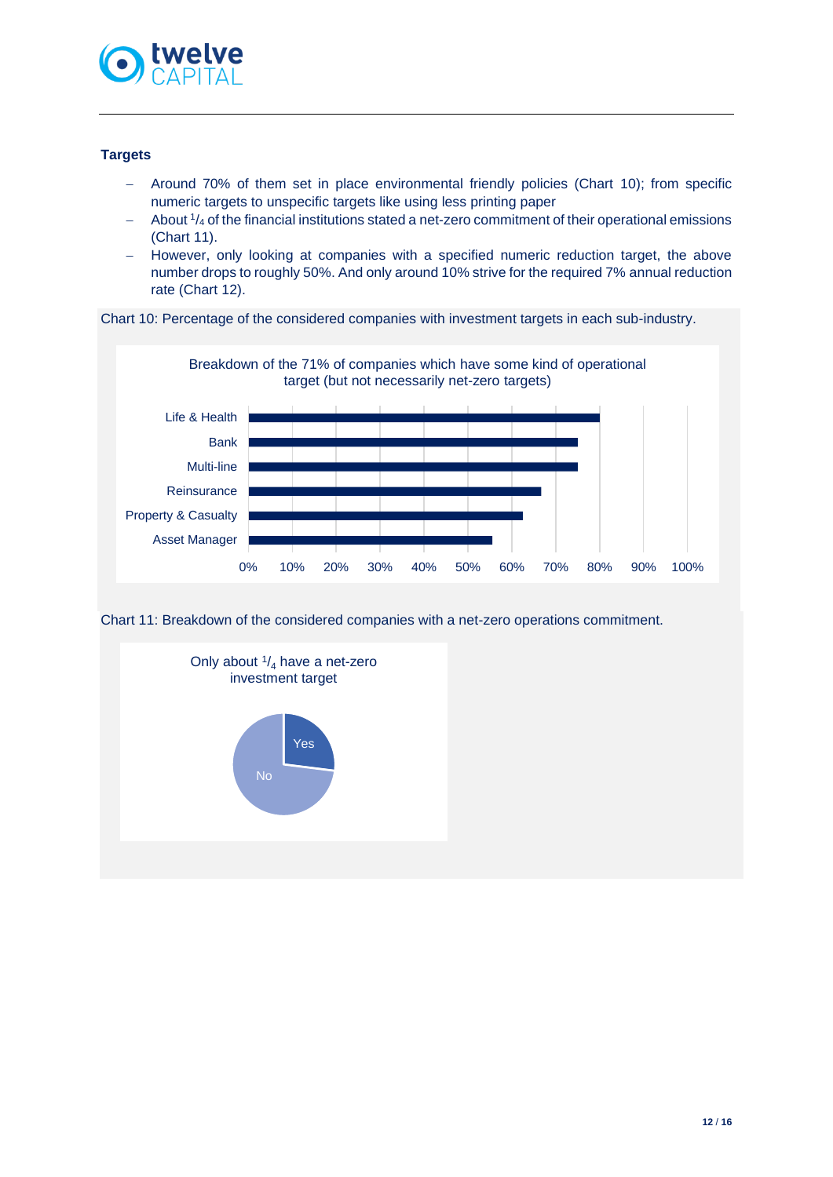### Targets

- Around 70% of them set in place environmental friendly policies (Chart 10); from specific numeric targets to unspecific targets like using less printing paper
- About $^{1}/_{4}$ of the financial institutions stated a net-zero commitment of their operational emissions (Chart 11).
- However, only looking at companies with a specified numeric reduction target, the above number drops to roughly 50%. And only around 10% strive for the required 7% annual reduction rate (Chart 12).

Chart 10: Percentage of the considered companies with investment targets in each sub-industry.

Breakdown of the 71% of companies which have some kind of operational target (but not necessarily net-zero targets)

| Sub-industry | Approx. % |
| --- | --- |
| Life & Health | 80% |
| Bank | 75% |
| Multi-line | 75% |
| Reinsurance | 67% |
| Property & Casualty | 62% |
| Asset Manager | 55% |

Chart 11: Breakdown of the considered companies with a net-zero operations commitment.

Only about $^{1}/_{4}$ have a net-zero investment target

| Answer | Share |
| --- | --- |
| Yes | ~1/4 |
| No | ~3/4 |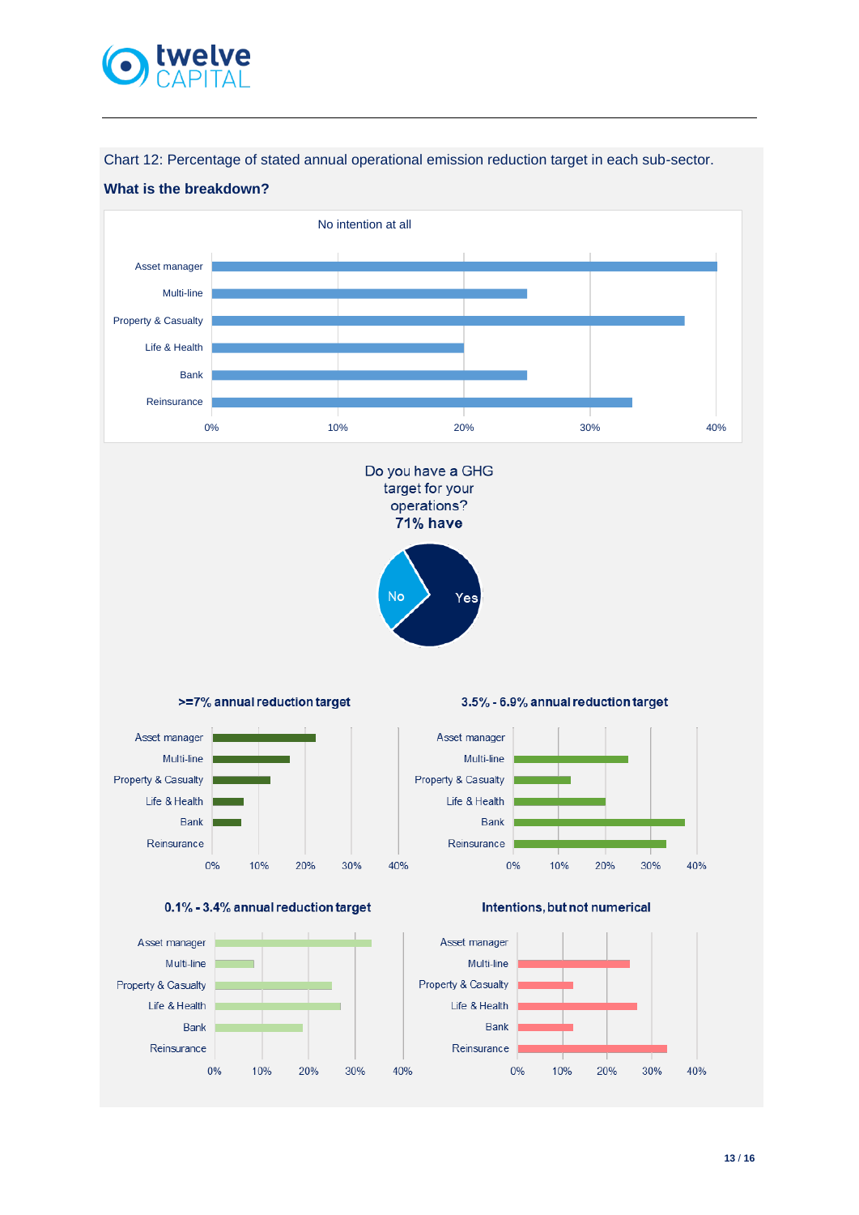Chart 12: Percentage of stated annual operational emission reduction target in each sub-sector.

**What is the breakdown?**

No intention at all

Asset manager
Multi-line
Property & Casualty
Life & Health
Bank
Reinsurance

0% 10% 20% 30% 40%

Do you have a GHG target for your operations?
**71% have**

No
Yes

**>=7% annual reduction target**

Asset manager
Multi-line
Property & Casualty
Life & Health
Bank
Reinsurance

0% 10% 20% 30% 40%

**3.5% - 6.9% annual reduction target**

Asset manager
Multi-line
Property & Casualty
Life & Health
Bank
Reinsurance

0% 10% 20% 30% 40%

**0.1% - 3.4% annual reduction target**

Asset manager
Multi-line
Property & Casualty
Life & Health
Bank
Reinsurance

0% 10% 20% 30% 40%

**Intentions, but not numerical**

Asset manager
Multi-line
Property & Casualty
Life & Health
Bank
Reinsurance

0% 10% 20% 30% 40%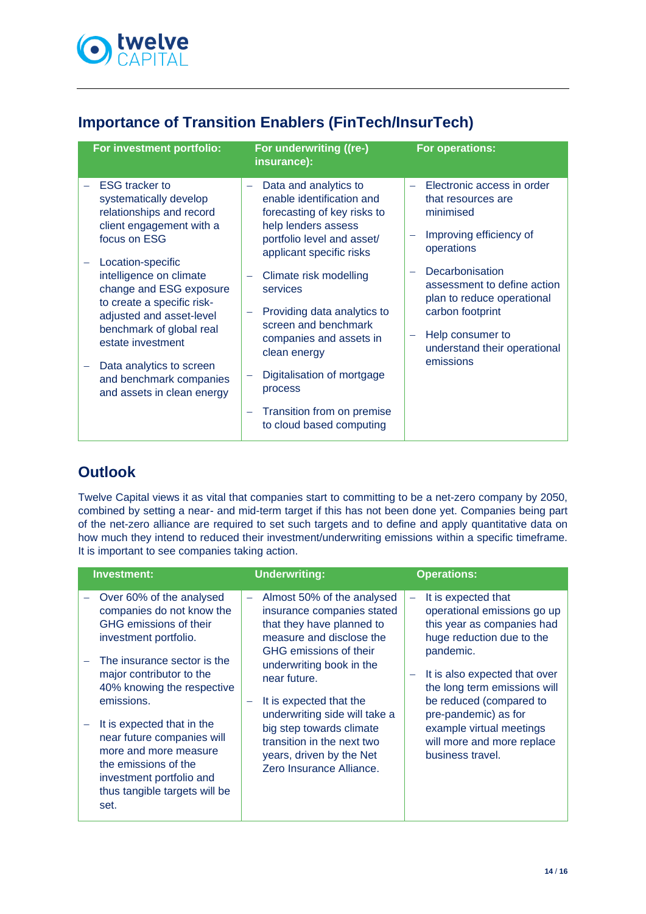## Importance of Transition Enablers (FinTech/InsurTech)

| For investment portfolio: | For underwriting ((re-) insurance): | For operations: |
|---|---|---|
| – ESG tracker to systematically develop relationships and record client engagement with a focus on ESG<br>– Location-specific intelligence on climate change and ESG exposure to create a specific risk-adjusted and asset-level benchmark of global real estate investment<br>– Data analytics to screen and benchmark companies and assets in clean energy | – Data and analytics to enable identification and forecasting of key risks to help lenders assess portfolio level and asset/ applicant specific risks<br>– Climate risk modelling services<br>– Providing data analytics to screen and benchmark companies and assets in clean energy<br>– Digitalisation of mortgage process<br>– Transition from on premise to cloud based computing | – Electronic access in order that resources are minimised<br>– Improving efficiency of operations<br>– Decarbonisation assessment to define action plan to reduce operational carbon footprint<br>– Help consumer to understand their operational emissions |

## Outlook

Twelve Capital views it as vital that companies start to committing to be a net-zero company by 2050, combined by setting a near- and mid-term target if this has not been done yet. Companies being part of the net-zero alliance are required to set such targets and to define and apply quantitative data on how much they intend to reduced their investment/underwriting emissions within a specific timeframe. It is important to see companies taking action.

| Investment: | Underwriting: | Operations: |
|---|---|---|
| – Over 60% of the analysed companies do not know the GHG emissions of their investment portfolio.<br>– The insurance sector is the major contributor to the 40% knowing the respective emissions.<br>– It is expected that in the near future companies will more and more measure the emissions of the investment portfolio and thus tangible targets will be set. | – Almost 50% of the analysed insurance companies stated that they have planned to measure and disclose the GHG emissions of their underwriting book in the near future.<br>– It is expected that the underwriting side will take a big step towards climate transition in the next two years, driven by the Net Zero Insurance Alliance. | – It is expected that operational emissions go up this year as companies had huge reduction due to the pandemic.<br>– It is also expected that over the long term emissions will be reduced (compared to pre-pandemic) as for example virtual meetings will more and more replace business travel. |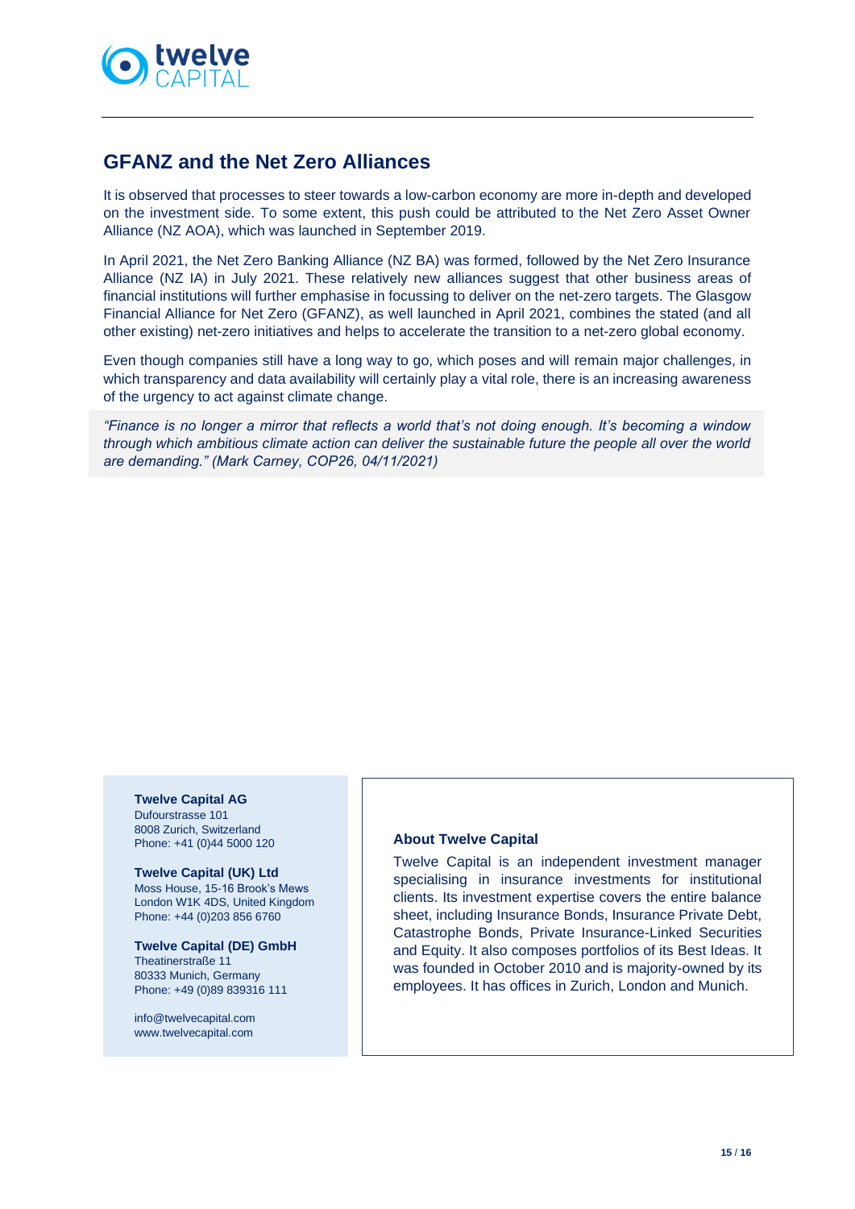## GFANZ and the Net Zero Alliances

It is observed that processes to steer towards a low-carbon economy are more in-depth and developed on the investment side. To some extent, this push could be attributed to the Net Zero Asset Owner Alliance (NZ AOA), which was launched in September 2019.

In April 2021, the Net Zero Banking Alliance (NZ BA) was formed, followed by the Net Zero Insurance Alliance (NZ IA) in July 2021. These relatively new alliances suggest that other business areas of financial institutions will further emphasise in focussing to deliver on the net-zero targets. The Glasgow Financial Alliance for Net Zero (GFANZ), as well launched in April 2021, combines the stated (and all other existing) net-zero initiatives and helps to accelerate the transition to a net-zero global economy.

Even though companies still have a long way to go, which poses and will remain major challenges, in which transparency and data availability will certainly play a vital role, there is an increasing awareness of the urgency to act against climate change.

> *"Finance is no longer a mirror that reflects a world that's not doing enough. It's becoming a window through which ambitious climate action can deliver the sustainable future the people all over the world are demanding." (Mark Carney, COP26, 04/11/2021)*

**Twelve Capital AG**
Dufourstrasse 101
8008 Zurich, Switzerland
Phone: +41 (0)44 5000 120

**Twelve Capital (UK) Ltd**
Moss House, 15-16 Brook's Mews
London W1K 4DS, United Kingdom
Phone: +44 (0)203 856 6760

**Twelve Capital (DE) GmbH**
Theatinerstraße 11
80333 Munich, Germany
Phone: +49 (0)89 839316 111

info@twelvecapital.com
www.twelvecapital.com

**About Twelve Capital**

Twelve Capital is an independent investment manager specialising in insurance investments for institutional clients. Its investment expertise covers the entire balance sheet, including Insurance Bonds, Insurance Private Debt, Catastrophe Bonds, Private Insurance-Linked Securities and Equity. It also composes portfolios of its Best Ideas. It was founded in October 2010 and is majority-owned by its employees. It has offices in Zurich, London and Munich.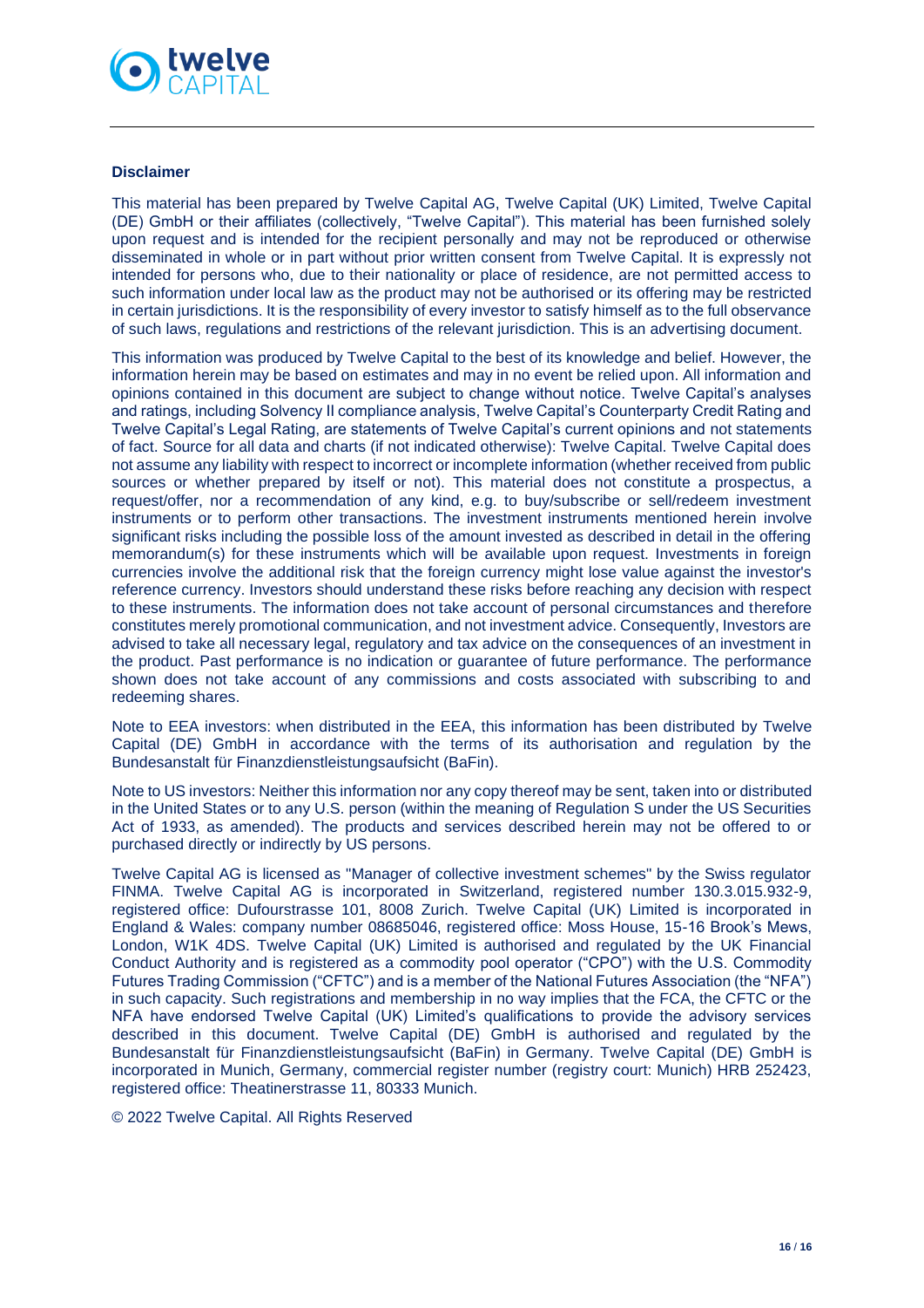## Disclaimer

This material has been prepared by Twelve Capital AG, Twelve Capital (UK) Limited, Twelve Capital (DE) GmbH or their affiliates (collectively, "Twelve Capital"). This material has been furnished solely upon request and is intended for the recipient personally and may not be reproduced or otherwise disseminated in whole or in part without prior written consent from Twelve Capital. It is expressly not intended for persons who, due to their nationality or place of residence, are not permitted access to such information under local law as the product may not be authorised or its offering may be restricted in certain jurisdictions. It is the responsibility of every investor to satisfy himself as to the full observance of such laws, regulations and restrictions of the relevant jurisdiction. This is an advertising document.

This information was produced by Twelve Capital to the best of its knowledge and belief. However, the information herein may be based on estimates and may in no event be relied upon. All information and opinions contained in this document are subject to change without notice. Twelve Capital's analyses and ratings, including Solvency II compliance analysis, Twelve Capital's Counterparty Credit Rating and Twelve Capital's Legal Rating, are statements of Twelve Capital's current opinions and not statements of fact. Source for all data and charts (if not indicated otherwise): Twelve Capital. Twelve Capital does not assume any liability with respect to incorrect or incomplete information (whether received from public sources or whether prepared by itself or not). This material does not constitute a prospectus, a request/offer, nor a recommendation of any kind, e.g. to buy/subscribe or sell/redeem investment instruments or to perform other transactions. The investment instruments mentioned herein involve significant risks including the possible loss of the amount invested as described in detail in the offering memorandum(s) for these instruments which will be available upon request. Investments in foreign currencies involve the additional risk that the foreign currency might lose value against the investor's reference currency. Investors should understand these risks before reaching any decision with respect to these instruments. The information does not take account of personal circumstances and therefore constitutes merely promotional communication, and not investment advice. Consequently, Investors are advised to take all necessary legal, regulatory and tax advice on the consequences of an investment in the product. Past performance is no indication or guarantee of future performance. The performance shown does not take account of any commissions and costs associated with subscribing to and redeeming shares.

Note to EEA investors: when distributed in the EEA, this information has been distributed by Twelve Capital (DE) GmbH in accordance with the terms of its authorisation and regulation by the Bundesanstalt für Finanzdienstleistungsaufsicht (BaFin).

Note to US investors: Neither this information nor any copy thereof may be sent, taken into or distributed in the United States or to any U.S. person (within the meaning of Regulation S under the US Securities Act of 1933, as amended). The products and services described herein may not be offered to or purchased directly or indirectly by US persons.

Twelve Capital AG is licensed as "Manager of collective investment schemes" by the Swiss regulator FINMA. Twelve Capital AG is incorporated in Switzerland, registered number 130.3.015.932-9, registered office: Dufourstrasse 101, 8008 Zurich. Twelve Capital (UK) Limited is incorporated in England & Wales: company number 08685046, registered office: Moss House, 15-16 Brook's Mews, London, W1K 4DS. Twelve Capital (UK) Limited is authorised and regulated by the UK Financial Conduct Authority and is registered as a commodity pool operator ("CPO") with the U.S. Commodity Futures Trading Commission ("CFTC") and is a member of the National Futures Association (the "NFA") in such capacity. Such registrations and membership in no way implies that the FCA, the CFTC or the NFA have endorsed Twelve Capital (UK) Limited's qualifications to provide the advisory services described in this document. Twelve Capital (DE) GmbH is authorised and regulated by the Bundesanstalt für Finanzdienstleistungsaufsicht (BaFin) in Germany. Twelve Capital (DE) GmbH is incorporated in Munich, Germany, commercial register number (registry court: Munich) HRB 252423, registered office: Theatinerstrasse 11, 80333 Munich.

© 2022 Twelve Capital. All Rights Reserved